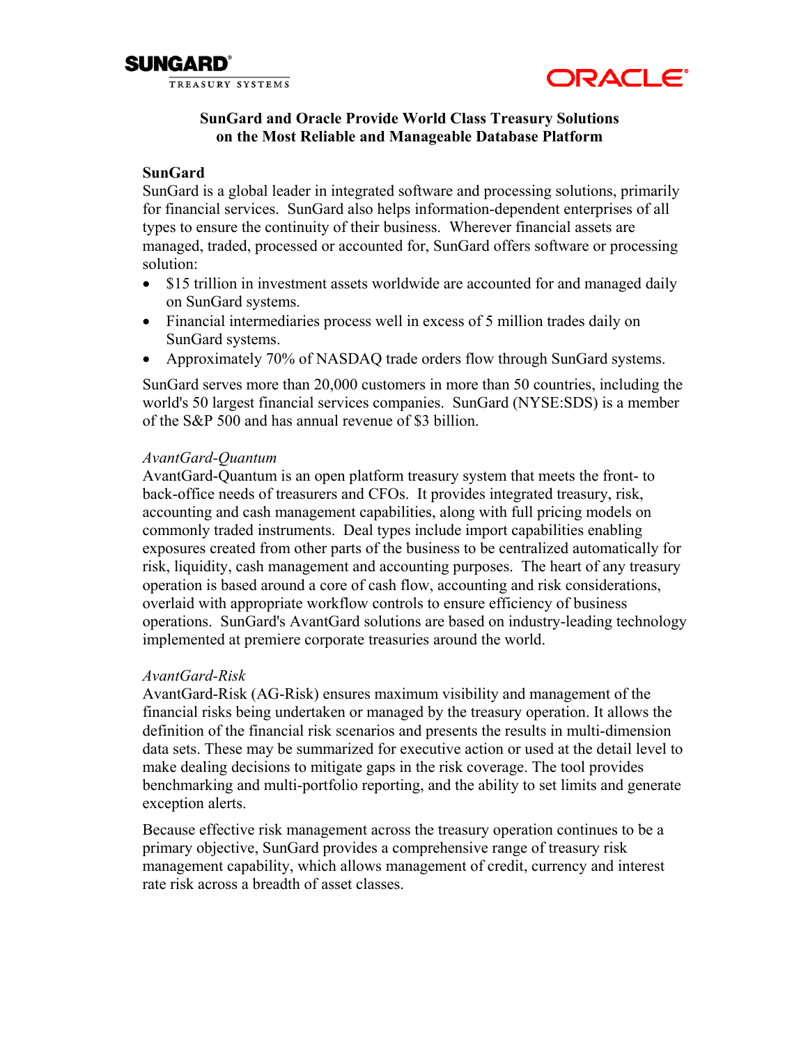SUNGARD® TREASURY SYSTEMS

ORACLE®

# SunGard and Oracle Provide World Class Treasury Solutions on the Most Reliable and Manageable Database Platform

## SunGard

SunGard is a global leader in integrated software and processing solutions, primarily for financial services. SunGard also helps information-dependent enterprises of all types to ensure the continuity of their business. Wherever financial assets are managed, traded, processed or accounted for, SunGard offers software or processing solution:

- $15 trillion in investment assets worldwide are accounted for and managed daily on SunGard systems.
- Financial intermediaries process well in excess of 5 million trades daily on SunGard systems.
- Approximately 70% of NASDAQ trade orders flow through SunGard systems.

SunGard serves more than 20,000 customers in more than 50 countries, including the world's 50 largest financial services companies. SunGard (NYSE:SDS) is a member of the S&P 500 and has annual revenue of $3 billion.

### *AvantGard-Quantum*

AvantGard-Quantum is an open platform treasury system that meets the front- to back-office needs of treasurers and CFOs. It provides integrated treasury, risk, accounting and cash management capabilities, along with full pricing models on commonly traded instruments. Deal types include import capabilities enabling exposures created from other parts of the business to be centralized automatically for risk, liquidity, cash management and accounting purposes. The heart of any treasury operation is based around a core of cash flow, accounting and risk considerations, overlaid with appropriate workflow controls to ensure efficiency of business operations. SunGard's AvantGard solutions are based on industry-leading technology implemented at premiere corporate treasuries around the world.

### *AvantGard-Risk*

AvantGard-Risk (AG-Risk) ensures maximum visibility and management of the financial risks being undertaken or managed by the treasury operation. It allows the definition of the financial risk scenarios and presents the results in multi-dimension data sets. These may be summarized for executive action or used at the detail level to make dealing decisions to mitigate gaps in the risk coverage. The tool provides benchmarking and multi-portfolio reporting, and the ability to set limits and generate exception alerts.

Because effective risk management across the treasury operation continues to be a primary objective, SunGard provides a comprehensive range of treasury risk management capability, which allows management of credit, currency and interest rate risk across a breadth of asset classes.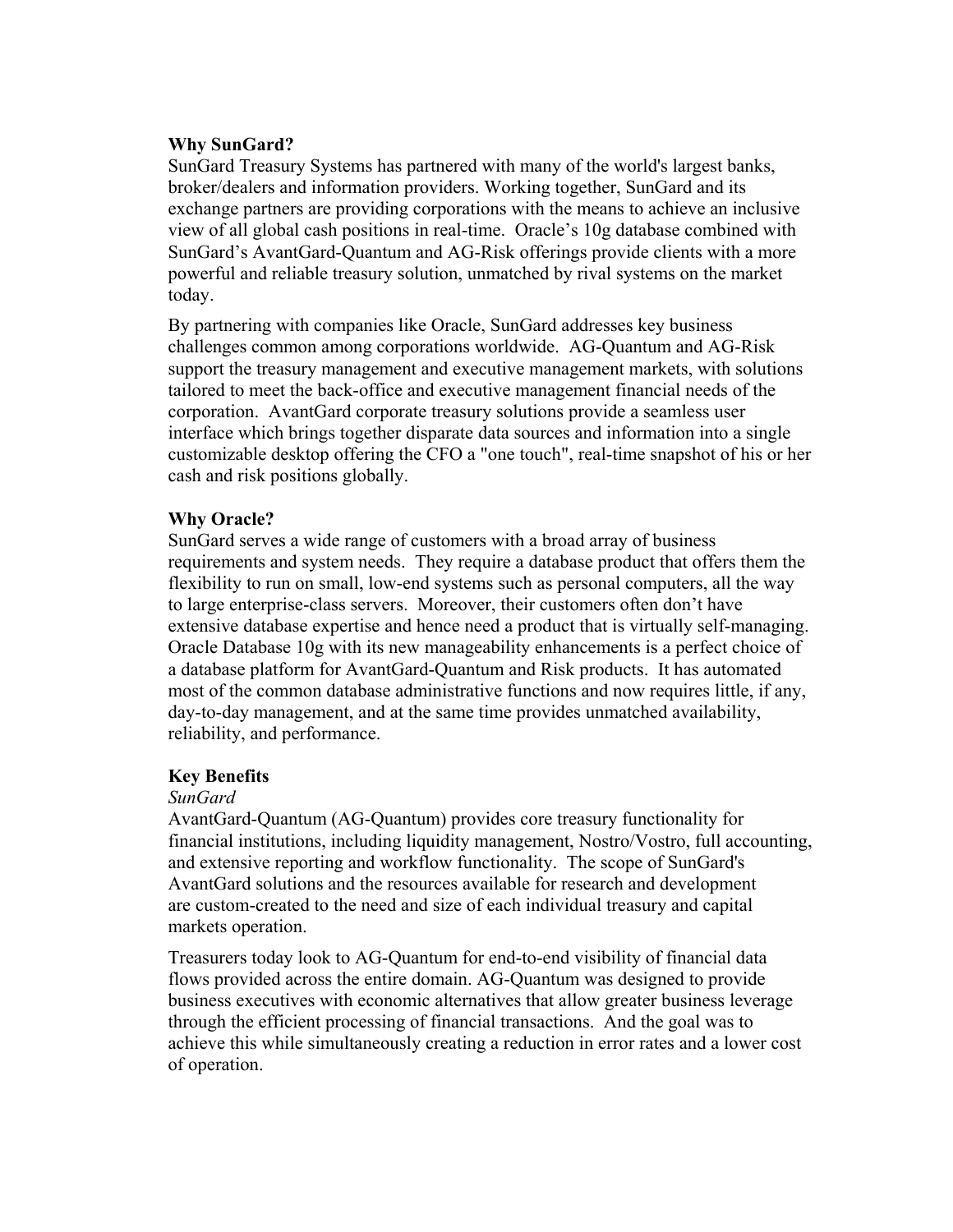## Why SunGard?

SunGard Treasury Systems has partnered with many of the world's largest banks, broker/dealers and information providers. Working together, SunGard and its exchange partners are providing corporations with the means to achieve an inclusive view of all global cash positions in real-time. Oracle's 10g database combined with SunGard's AvantGard-Quantum and AG-Risk offerings provide clients with a more powerful and reliable treasury solution, unmatched by rival systems on the market today.

By partnering with companies like Oracle, SunGard addresses key business challenges common among corporations worldwide. AG-Quantum and AG-Risk support the treasury management and executive management markets, with solutions tailored to meet the back-office and executive management financial needs of the corporation. AvantGard corporate treasury solutions provide a seamless user interface which brings together disparate data sources and information into a single customizable desktop offering the CFO a "one touch", real-time snapshot of his or her cash and risk positions globally.

## Why Oracle?

SunGard serves a wide range of customers with a broad array of business requirements and system needs. They require a database product that offers them the flexibility to run on small, low-end systems such as personal computers, all the way to large enterprise-class servers. Moreover, their customers often don't have extensive database expertise and hence need a product that is virtually self-managing. Oracle Database 10g with its new manageability enhancements is a perfect choice of a database platform for AvantGard-Quantum and Risk products. It has automated most of the common database administrative functions and now requires little, if any, day-to-day management, and at the same time provides unmatched availability, reliability, and performance.

## Key Benefits

*SunGard*

AvantGard-Quantum (AG-Quantum) provides core treasury functionality for financial institutions, including liquidity management, Nostro/Vostro, full accounting, and extensive reporting and workflow functionality. The scope of SunGard's AvantGard solutions and the resources available for research and development are custom-created to the need and size of each individual treasury and capital markets operation.

Treasurers today look to AG-Quantum for end-to-end visibility of financial data flows provided across the entire domain. AG-Quantum was designed to provide business executives with economic alternatives that allow greater business leverage through the efficient processing of financial transactions. And the goal was to achieve this while simultaneously creating a reduction in error rates and a lower cost of operation.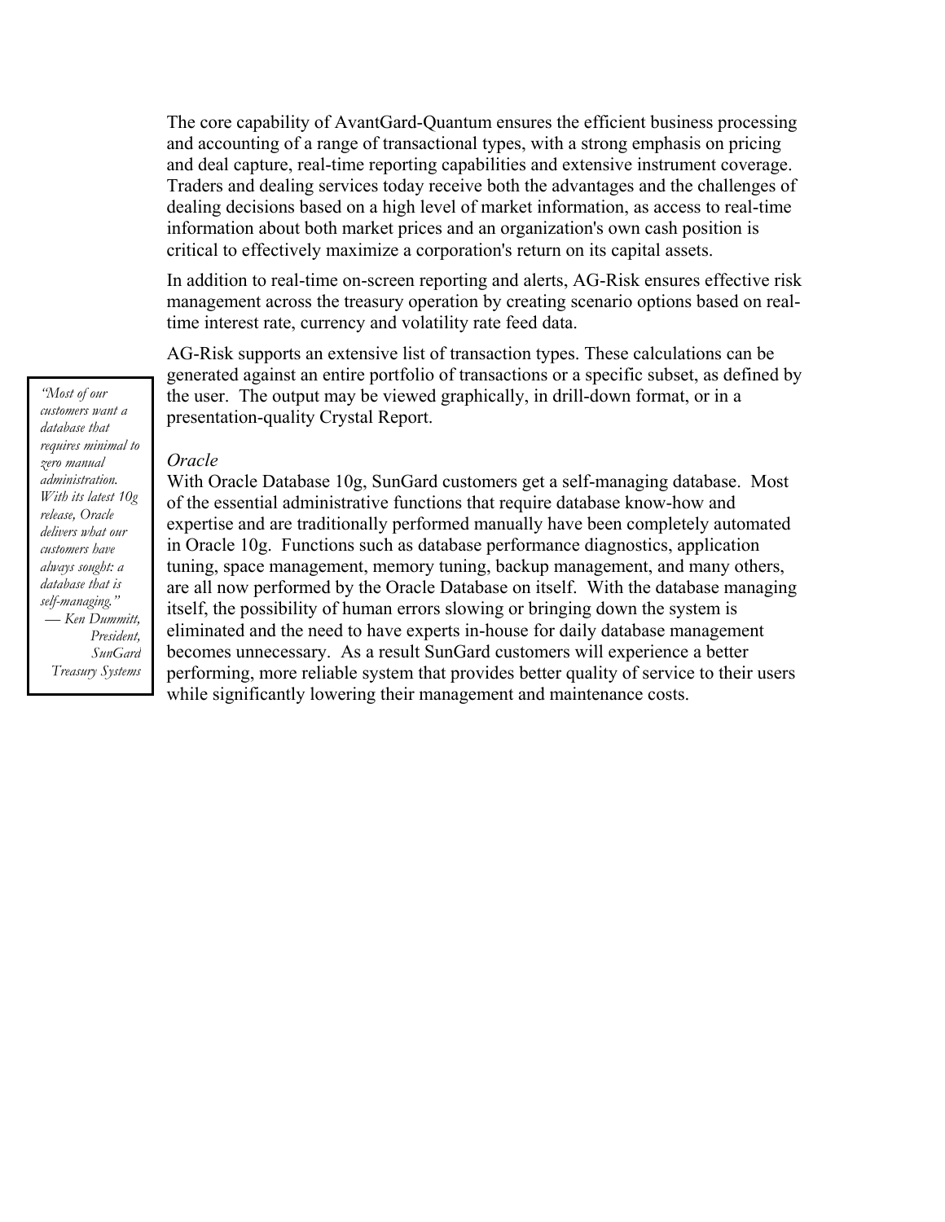The core capability of AvantGard-Quantum ensures the efficient business processing and accounting of a range of transactional types, with a strong emphasis on pricing and deal capture, real-time reporting capabilities and extensive instrument coverage. Traders and dealing services today receive both the advantages and the challenges of dealing decisions based on a high level of market information, as access to real-time information about both market prices and an organization's own cash position is critical to effectively maximize a corporation's return on its capital assets.

In addition to real-time on-screen reporting and alerts, AG-Risk ensures effective risk management across the treasury operation by creating scenario options based on real-time interest rate, currency and volatility rate feed data.

AG-Risk supports an extensive list of transaction types. These calculations can be generated against an entire portfolio of transactions or a specific subset, as defined by the user. The output may be viewed graphically, in drill-down format, or in a presentation-quality Crystal Report.

> *"Most of our customers want a database that requires minimal to zero manual administration. With its latest 10g release, Oracle delivers what our customers have always sought: a database that is self-managing."*
> *— Ken Dummitt, President, SunGard Treasury Systems*

*Oracle*

With Oracle Database 10g, SunGard customers get a self-managing database. Most of the essential administrative functions that require database know-how and expertise and are traditionally performed manually have been completely automated in Oracle 10g. Functions such as database performance diagnostics, application tuning, space management, memory tuning, backup management, and many others, are all now performed by the Oracle Database on itself. With the database managing itself, the possibility of human errors slowing or bringing down the system is eliminated and the need to have experts in-house for daily database management becomes unnecessary. As a result SunGard customers will experience a better performing, more reliable system that provides better quality of service to their users while significantly lowering their management and maintenance costs.